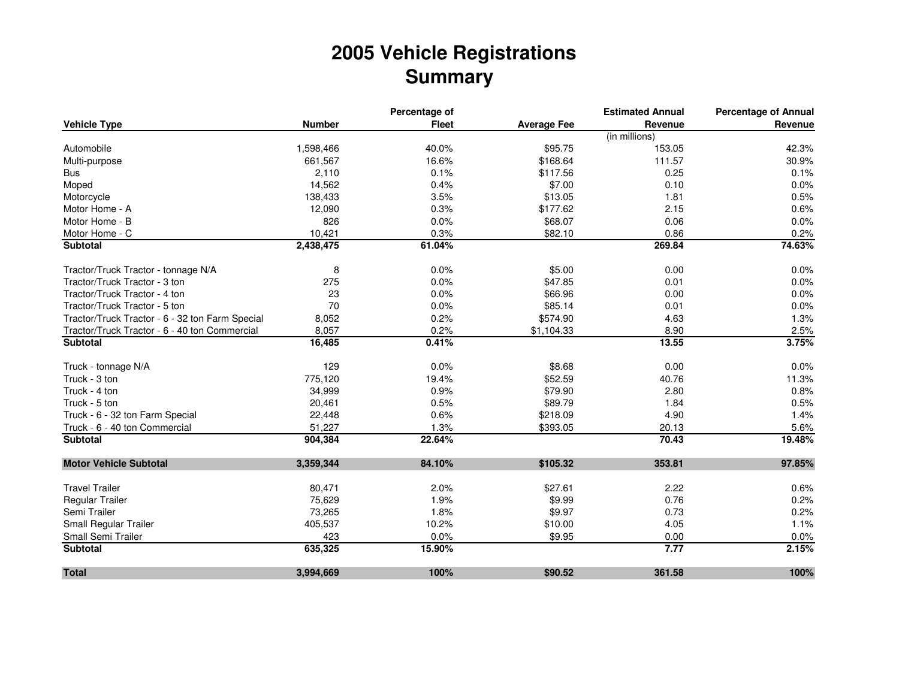# 2005 Vehicle Registrations
# Summary

| Vehicle Type | Number | Percentage of Fleet | Average Fee | Estimated Annual Revenue | Percentage of Annual Revenue |
|---|---|---|---|---|---|
| | | | | (in millions) | |
| Automobile | 1,598,466 | 40.0% | $95.75 | 153.05 | 42.3% |
| Multi-purpose | 661,567 | 16.6% | $168.64 | 111.57 | 30.9% |
| Bus | 2,110 | 0.1% | $117.56 | 0.25 | 0.1% |
| Moped | 14,562 | 0.4% | $7.00 | 0.10 | 0.0% |
| Motorcycle | 138,433 | 3.5% | $13.05 | 1.81 | 0.5% |
| Motor Home - A | 12,090 | 0.3% | $177.62 | 2.15 | 0.6% |
| Motor Home - B | 826 | 0.0% | $68.07 | 0.06 | 0.0% |
| Motor Home - C | 10,421 | 0.3% | $82.10 | 0.86 | 0.2% |
| **Subtotal** | **2,438,475** | **61.04%** | | **269.84** | **74.63%** |
| Tractor/Truck Tractor - tonnage N/A | 8 | 0.0% | $5.00 | 0.00 | 0.0% |
| Tractor/Truck Tractor - 3 ton | 275 | 0.0% | $47.85 | 0.01 | 0.0% |
| Tractor/Truck Tractor - 4 ton | 23 | 0.0% | $66.96 | 0.00 | 0.0% |
| Tractor/Truck Tractor - 5 ton | 70 | 0.0% | $85.14 | 0.01 | 0.0% |
| Tractor/Truck Tractor - 6 - 32 ton Farm Special | 8,052 | 0.2% | $574.90 | 4.63 | 1.3% |
| Tractor/Truck Tractor - 6 - 40 ton Commercial | 8,057 | 0.2% | $1,104.33 | 8.90 | 2.5% |
| **Subtotal** | **16,485** | **0.41%** | | **13.55** | **3.75%** |
| Truck - tonnage N/A | 129 | 0.0% | $8.68 | 0.00 | 0.0% |
| Truck - 3 ton | 775,120 | 19.4% | $52.59 | 40.76 | 11.3% |
| Truck - 4 ton | 34,999 | 0.9% | $79.90 | 2.80 | 0.8% |
| Truck - 5 ton | 20,461 | 0.5% | $89.79 | 1.84 | 0.5% |
| Truck - 6 - 32 ton Farm Special | 22,448 | 0.6% | $218.09 | 4.90 | 1.4% |
| Truck - 6 - 40 ton Commercial | 51,227 | 1.3% | $393.05 | 20.13 | 5.6% |
| **Subtotal** | **904,384** | **22.64%** | | **70.43** | **19.48%** |
| **Motor Vehicle Subtotal** | **3,359,344** | **84.10%** | **$105.32** | **353.81** | **97.85%** |
| Travel Trailer | 80,471 | 2.0% | $27.61 | 2.22 | 0.6% |
| Regular Trailer | 75,629 | 1.9% | $9.99 | 0.76 | 0.2% |
| Semi Trailer | 73,265 | 1.8% | $9.97 | 0.73 | 0.2% |
| Small Regular Trailer | 405,537 | 10.2% | $10.00 | 4.05 | 1.1% |
| Small Semi Trailer | 423 | 0.0% | $9.95 | 0.00 | 0.0% |
| **Subtotal** | **635,325** | **15.90%** | | **7.77** | **2.15%** |
| **Total** | **3,994,669** | **100%** | **$90.52** | **361.58** | **100%** |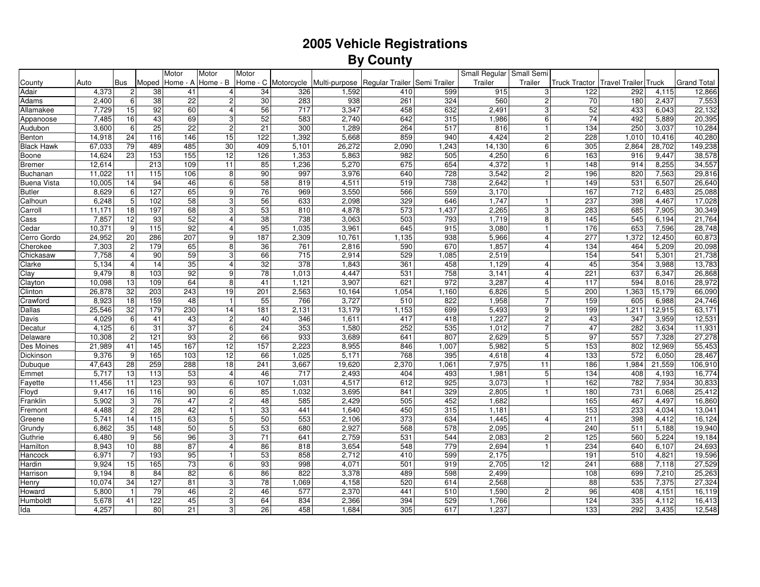# 2005 Vehicle Registrations
## By County

| County | Auto | Bus | Moped | Motor Home - A | Motor Home - B | Motor Home - C | Motorcycle | Multi-purpose | Regular Trailer | Semi Trailer | Small Regular Trailer | Small Semi Trailer | Truck Tractor | Travel Trailer | Truck | Grand Total |
|---|---|---|---|---|---|---|---|---|---|---|---|---|---|---|---|---|
| Adair | 4,373 | 2 | 38 | 41 | 4 | 34 | 326 | 1,592 | 410 | 599 | 915 | 3 | 122 | 292 | 4,115 | 12,866 |
| Adams | 2,400 | 6 | 38 | 22 | 2 | 30 | 283 | 938 | 261 | 324 | 560 | 2 | 70 | 180 | 2,437 | 7,553 |
| Allamakee | 7,729 | 15 | 92 | 60 | 4 | 56 | 717 | 3,347 | 458 | 632 | 2,491 | 3 | 52 | 433 | 6,043 | 22,132 |
| Appanoose | 7,485 | 16 | 43 | 69 | 3 | 52 | 583 | 2,740 | 642 | 315 | 1,986 | 6 | 74 | 492 | 5,889 | 20,395 |
| Audubon | 3,600 | 6 | 25 | 22 | 2 | 21 | 300 | 1,289 | 264 | 517 | 816 | 1 | 134 | 250 | 3,037 | 10,284 |
| Benton | 14,918 | 24 | 116 | 146 | 15 | 122 | 1,392 | 5,668 | 859 | 940 | 4,424 | 2 | 228 | 1,010 | 10,416 | 40,280 |
| Black Hawk | 67,033 | 79 | 489 | 485 | 30 | 409 | 5,101 | 26,272 | 2,090 | 1,243 | 14,130 | 6 | 305 | 2,864 | 28,702 | 149,238 |
| Boone | 14,624 | 23 | 153 | 155 | 12 | 126 | 1,353 | 5,863 | 982 | 505 | 4,250 | 6 | 163 | 916 | 9,447 | 38,578 |
| Bremer | 12,614 | | 213 | 109 | 11 | 85 | 1,236 | 5,270 | 675 | 654 | 4,372 | 1 | 148 | 914 | 8,255 | 34,557 |
| Buchanan | 11,022 | 11 | 115 | 106 | 8 | 90 | 997 | 3,976 | 640 | 728 | 3,542 | 2 | 196 | 820 | 7,563 | 29,816 |
| Buena Vista | 10,005 | 14 | 94 | 46 | 6 | 58 | 819 | 4,511 | 519 | 738 | 2,642 | 1 | 149 | 531 | 6,507 | 26,640 |
| Butler | 8,629 | 6 | 127 | 65 | 9 | 76 | 969 | 3,550 | 566 | 559 | 3,170 | | 167 | 712 | 6,483 | 25,088 |
| Calhoun | 6,248 | 5 | 102 | 58 | 3 | 56 | 633 | 2,098 | 329 | 646 | 1,747 | 1 | 237 | 398 | 4,467 | 17,028 |
| Carroll | 11,171 | 18 | 197 | 68 | 3 | 53 | 810 | 4,878 | 573 | 1,437 | 2,265 | 3 | 283 | 685 | 7,905 | 30,349 |
| Cass | 7,857 | 12 | 93 | 52 | 4 | 38 | 738 | 3,063 | 503 | 793 | 1,719 | 8 | 145 | 545 | 6,194 | 21,764 |
| Cedar | 10,371 | 9 | 115 | 92 | 4 | 95 | 1,035 | 3,961 | 645 | 915 | 3,080 | 1 | 176 | 653 | 7,596 | 28,748 |
| Cerro Gordo | 24,952 | 20 | 286 | 207 | 9 | 187 | 2,309 | 10,761 | 1,135 | 938 | 5,966 | 4 | 277 | 1,372 | 12,450 | 60,873 |
| Cherokee | 7,303 | 2 | 179 | 65 | 8 | 36 | 761 | 2,816 | 590 | 670 | 1,857 | 4 | 134 | 464 | 5,209 | 20,098 |
| Chickasaw | 7,758 | 4 | 90 | 59 | 3 | 66 | 715 | 2,914 | 529 | 1,085 | 2,519 | | 154 | 541 | 5,301 | 21,738 |
| Clarke | 5,134 | 4 | 14 | 35 | 4 | 32 | 378 | 1,843 | 361 | 458 | 1,129 | 4 | 45 | 354 | 3,988 | 13,783 |
| Clay | 9,479 | 8 | 103 | 92 | 9 | 78 | 1,013 | 4,447 | 531 | 758 | 3,141 | 4 | 221 | 637 | 6,347 | 26,868 |
| Clayton | 10,098 | 13 | 109 | 64 | 8 | 41 | 1,121 | 3,907 | 621 | 972 | 3,287 | 4 | 117 | 594 | 8,016 | 28,972 |
| Clinton | 26,878 | 32 | 203 | 243 | 19 | 201 | 2,563 | 10,164 | 1,054 | 1,160 | 6,826 | 5 | 200 | 1,363 | 15,179 | 66,090 |
| Crawford | 8,923 | 18 | 159 | 48 | 1 | 55 | 766 | 3,727 | 510 | 822 | 1,958 | 7 | 159 | 605 | 6,988 | 24,746 |
| Dallas | 25,546 | 32 | 179 | 230 | 14 | 181 | 2,131 | 13,179 | 1,153 | 699 | 5,493 | 9 | 199 | 1,211 | 12,915 | 63,171 |
| Davis | 4,029 | 6 | 41 | 43 | 2 | 40 | 346 | 1,611 | 417 | 418 | 1,227 | 2 | 43 | 347 | 3,959 | 12,531 |
| Decatur | 4,125 | 6 | 31 | 37 | 6 | 24 | 353 | 1,580 | 252 | 535 | 1,012 | 7 | 47 | 282 | 3,634 | 11,931 |
| Delaware | 10,308 | 2 | 121 | 93 | 2 | 66 | 933 | 3,689 | 641 | 807 | 2,629 | 5 | 97 | 557 | 7,328 | 27,278 |
| Des Moines | 21,989 | 41 | 145 | 167 | 12 | 157 | 2,223 | 8,955 | 846 | 1,007 | 5,982 | 5 | 153 | 802 | 12,969 | 55,453 |
| Dickinson | 9,376 | 9 | 165 | 103 | 12 | 66 | 1,025 | 5,171 | 768 | 395 | 4,618 | 4 | 133 | 572 | 6,050 | 28,467 |
| Dubuque | 47,643 | 28 | 259 | 288 | 18 | 241 | 3,667 | 19,620 | 2,370 | 1,061 | 7,975 | 11 | 186 | 1,984 | 21,559 | 106,910 |
| Emmet | 5,717 | 13 | 113 | 53 | 4 | 46 | 717 | 2,493 | 404 | 493 | 1,981 | 5 | 134 | 408 | 4,193 | 16,774 |
| Fayette | 11,456 | 11 | 123 | 93 | 6 | 107 | 1,031 | 4,517 | 612 | 925 | 3,073 | 1 | 162 | 782 | 7,934 | 30,833 |
| Floyd | 9,417 | 16 | 116 | 90 | 6 | 85 | 1,032 | 3,695 | 841 | 329 | 2,805 | 1 | 180 | 731 | 6,068 | 25,412 |
| Franklin | 5,902 | 3 | 76 | 47 | 2 | 48 | 585 | 2,429 | 505 | 452 | 1,682 | | 165 | 467 | 4,497 | 16,860 |
| Fremont | 4,488 | 2 | 28 | 42 | 1 | 33 | 441 | 1,640 | 450 | 315 | 1,181 | | 153 | 233 | 4,034 | 13,041 |
| Greene | 5,741 | 14 | 115 | 63 | 5 | 50 | 553 | 2,106 | 373 | 634 | 1,445 | 4 | 211 | 398 | 4,412 | 16,124 |
| Grundy | 6,862 | 35 | 148 | 50 | 5 | 53 | 680 | 2,927 | 568 | 578 | 2,095 | | 240 | 511 | 5,188 | 19,940 |
| Guthrie | 6,480 | 9 | 56 | 96 | 3 | 71 | 641 | 2,759 | 531 | 544 | 2,083 | 2 | 125 | 560 | 5,224 | 19,184 |
| Hamilton | 8,943 | 10 | 88 | 87 | 4 | 86 | 818 | 3,654 | 548 | 779 | 2,694 | 1 | 234 | 640 | 6,107 | 24,693 |
| Hancock | 6,971 | 7 | 193 | 95 | 1 | 53 | 858 | 2,712 | 410 | 599 | 2,175 | | 191 | 510 | 4,821 | 19,596 |
| Hardin | 9,924 | 15 | 165 | 73 | 6 | 93 | 998 | 4,071 | 501 | 919 | 2,705 | 12 | 241 | 688 | 7,118 | 27,529 |
| Harrison | 9,194 | 8 | 84 | 82 | 6 | 86 | 822 | 3,378 | 489 | 598 | 2,499 | | 108 | 699 | 7,210 | 25,263 |
| Henry | 10,074 | 34 | 127 | 81 | 3 | 78 | 1,069 | 4,158 | 520 | 614 | 2,568 | | 88 | 535 | 7,375 | 27,324 |
| Howard | 5,800 | 1 | 79 | 46 | 2 | 46 | 577 | 2,370 | 441 | 510 | 1,590 | 2 | 96 | 408 | 4,151 | 16,119 |
| Humboldt | 5,678 | 41 | 122 | 45 | 3 | 64 | 834 | 2,366 | 394 | 529 | 1,766 | | 124 | 335 | 4,112 | 16,413 |
| Ida | 4,257 | | 80 | 21 | 3 | 26 | 458 | 1,684 | 305 | 617 | 1,237 | | 133 | 292 | 3,435 | 12,548 |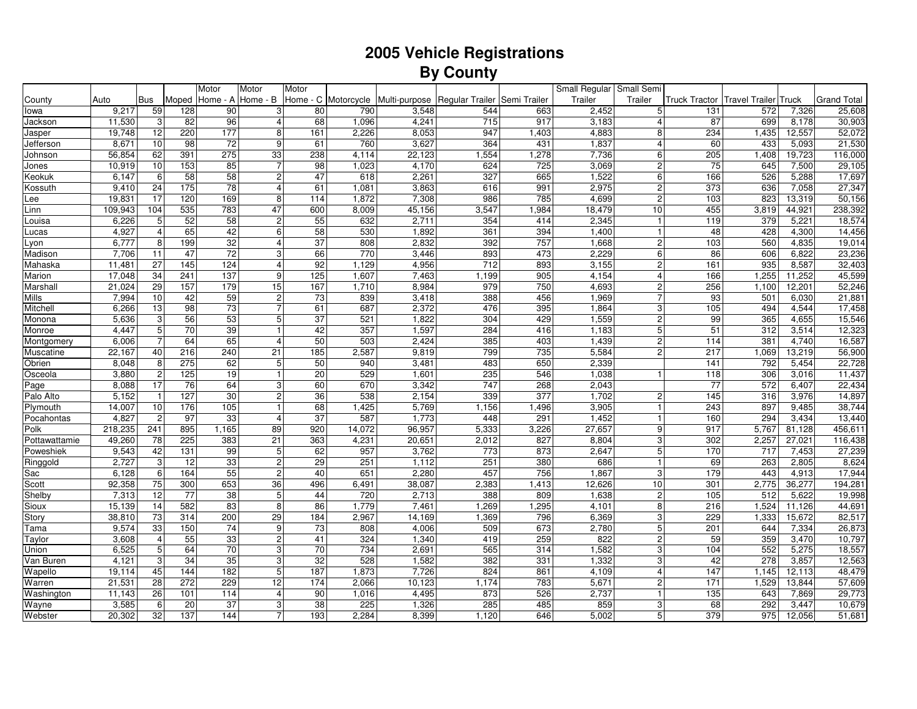# 2005 Vehicle Registrations
## By County

| County | Auto | Bus | Moped | Motor Home - A | Motor Home - B | Motor Home - C | Motorcycle | Multi-purpose | Regular Trailer | Semi Trailer | Small Regular Trailer | Small Semi Trailer | Truck Tractor | Travel Trailer | Truck | Grand Total |
|---|---|---|---|---|---|---|---|---|---|---|---|---|---|---|---|---|
| Iowa | 9,217 | 59 | 128 | 90 | 3 | 80 | 790 | 3,548 | 544 | 663 | 2,452 | 5 | 131 | 572 | 7,326 | 25,608 |
| Jackson | 11,530 | 3 | 82 | 96 | 4 | 68 | 1,096 | 4,241 | 715 | 917 | 3,183 | 4 | 87 | 699 | 8,178 | 30,903 |
| Jasper | 19,748 | 12 | 220 | 177 | 8 | 161 | 2,226 | 8,053 | 947 | 1,403 | 4,883 | 8 | 234 | 1,435 | 12,557 | 52,072 |
| Jefferson | 8,671 | 10 | 98 | 72 | 9 | 61 | 760 | 3,627 | 364 | 431 | 1,837 | 4 | 60 | 433 | 5,093 | 21,530 |
| Johnson | 56,854 | 62 | 391 | 275 | 33 | 238 | 4,114 | 22,123 | 1,554 | 1,278 | 7,736 | 6 | 205 | 1,408 | 19,723 | 116,000 |
| Jones | 10,919 | 10 | 153 | 85 | 7 | 98 | 1,023 | 4,170 | 624 | 725 | 3,069 | 2 | 75 | 645 | 7,500 | 29,105 |
| Keokuk | 6,147 | 6 | 58 | 58 | 2 | 47 | 618 | 2,261 | 327 | 665 | 1,522 | 6 | 166 | 526 | 5,288 | 17,697 |
| Kossuth | 9,410 | 24 | 175 | 78 | 4 | 61 | 1,081 | 3,863 | 616 | 991 | 2,975 | 2 | 373 | 636 | 7,058 | 27,347 |
| Lee | 19,831 | 17 | 120 | 169 | 8 | 114 | 1,872 | 7,308 | 986 | 785 | 4,699 | 2 | 103 | 823 | 13,319 | 50,156 |
| Linn | 109,943 | 104 | 535 | 783 | 47 | 600 | 8,009 | 45,156 | 3,547 | 1,984 | 18,479 | 10 | 455 | 3,819 | 44,921 | 238,392 |
| Louisa | 6,226 | 5 | 52 | 58 | 2 | 55 | 632 | 2,711 | 354 | 414 | 2,345 | 1 | 119 | 379 | 5,221 | 18,574 |
| Lucas | 4,927 | 4 | 65 | 42 | 6 | 58 | 530 | 1,892 | 361 | 394 | 1,400 | 1 | 48 | 428 | 4,300 | 14,456 |
| Lyon | 6,777 | 8 | 199 | 32 | 4 | 37 | 808 | 2,832 | 392 | 757 | 1,668 | 2 | 103 | 560 | 4,835 | 19,014 |
| Madison | 7,706 | 11 | 47 | 72 | 3 | 66 | 770 | 3,446 | 893 | 473 | 2,229 | 6 | 86 | 606 | 6,822 | 23,236 |
| Mahaska | 11,481 | 27 | 145 | 124 | 4 | 92 | 1,129 | 4,956 | 712 | 893 | 3,155 | 2 | 161 | 935 | 8,587 | 32,403 |
| Marion | 17,048 | 34 | 241 | 137 | 9 | 125 | 1,607 | 7,463 | 1,199 | 905 | 4,154 | 4 | 166 | 1,255 | 11,252 | 45,599 |
| Marshall | 21,024 | 29 | 157 | 179 | 15 | 167 | 1,710 | 8,984 | 979 | 750 | 4,693 | 2 | 256 | 1,100 | 12,201 | 52,246 |
| Mills | 7,994 | 10 | 42 | 59 | 2 | 73 | 839 | 3,418 | 388 | 456 | 1,969 | 7 | 93 | 501 | 6,030 | 21,881 |
| Mitchell | 6,266 | 13 | 98 | 73 | 7 | 61 | 687 | 2,372 | 476 | 395 | 1,864 | 3 | 105 | 494 | 4,544 | 17,458 |
| Monona | 5,636 | 3 | 56 | 53 | 5 | 37 | 521 | 1,822 | 304 | 429 | 1,559 | 2 | 99 | 365 | 4,655 | 15,546 |
| Monroe | 4,447 | 5 | 70 | 39 | 1 | 42 | 357 | 1,597 | 284 | 416 | 1,183 | 5 | 51 | 312 | 3,514 | 12,323 |
| Montgomery | 6,006 | 7 | 64 | 65 | 4 | 50 | 503 | 2,424 | 385 | 403 | 1,439 | 2 | 114 | 381 | 4,740 | 16,587 |
| Muscatine | 22,167 | 40 | 216 | 240 | 21 | 185 | 2,587 | 9,819 | 799 | 735 | 5,584 | 2 | 217 | 1,069 | 13,219 | 56,900 |
| Obrien | 8,048 | 8 | 275 | 62 | 5 | 50 | 940 | 3,481 | 483 | 650 | 2,339 | | 141 | 792 | 5,454 | 22,728 |
| Osceola | 3,880 | 2 | 125 | 19 | 1 | 20 | 529 | 1,601 | 235 | 546 | 1,038 | 1 | 118 | 306 | 3,016 | 11,437 |
| Page | 8,088 | 17 | 76 | 64 | 3 | 60 | 670 | 3,342 | 747 | 268 | 2,043 | | 77 | 572 | 6,407 | 22,434 |
| Palo Alto | 5,152 | 1 | 127 | 30 | 2 | 36 | 538 | 2,154 | 339 | 377 | 1,702 | 2 | 145 | 316 | 3,976 | 14,897 |
| Plymouth | 14,007 | 10 | 176 | 105 | 1 | 68 | 1,425 | 5,769 | 1,156 | 1,496 | 3,905 | 1 | 243 | 897 | 9,485 | 38,744 |
| Pocahontas | 4,827 | 2 | 97 | 33 | 4 | 37 | 587 | 1,773 | 448 | 291 | 1,452 | 1 | 160 | 294 | 3,434 | 13,440 |
| Polk | 218,235 | 241 | 895 | 1,165 | 89 | 920 | 14,072 | 96,957 | 5,333 | 3,226 | 27,657 | 9 | 917 | 5,767 | 81,128 | 456,611 |
| Pottawattamie | 49,260 | 78 | 225 | 383 | 21 | 363 | 4,231 | 20,651 | 2,012 | 827 | 8,804 | 3 | 302 | 2,257 | 27,021 | 116,438 |
| Poweshiek | 9,543 | 42 | 131 | 99 | 5 | 62 | 957 | 3,762 | 773 | 873 | 2,647 | 5 | 170 | 717 | 7,453 | 27,239 |
| Ringgold | 2,727 | 3 | 12 | 33 | 2 | 29 | 251 | 1,112 | 251 | 380 | 686 | 1 | 69 | 263 | 2,805 | 8,624 |
| Sac | 6,128 | 6 | 164 | 55 | 2 | 40 | 651 | 2,280 | 457 | 756 | 1,867 | 3 | 179 | 443 | 4,913 | 17,944 |
| Scott | 92,358 | 75 | 300 | 653 | 36 | 496 | 6,491 | 38,087 | 2,383 | 1,413 | 12,626 | 10 | 301 | 2,775 | 36,277 | 194,281 |
| Shelby | 7,313 | 12 | 77 | 38 | 5 | 44 | 720 | 2,713 | 388 | 809 | 1,638 | 2 | 105 | 512 | 5,622 | 19,998 |
| Sioux | 15,139 | 14 | 582 | 83 | 8 | 86 | 1,779 | 7,461 | 1,269 | 1,295 | 4,101 | 8 | 216 | 1,524 | 11,126 | 44,691 |
| Story | 38,810 | 73 | 314 | 200 | 29 | 184 | 2,967 | 14,169 | 1,369 | 796 | 6,369 | 3 | 229 | 1,333 | 15,672 | 82,517 |
| Tama | 9,574 | 33 | 150 | 74 | 9 | 73 | 808 | 4,006 | 509 | 673 | 2,780 | 5 | 201 | 644 | 7,334 | 26,873 |
| Taylor | 3,608 | 4 | 55 | 33 | 2 | 41 | 324 | 1,340 | 419 | 259 | 822 | 2 | 59 | 359 | 3,470 | 10,797 |
| Union | 6,525 | 5 | 64 | 70 | 3 | 70 | 734 | 2,691 | 565 | 314 | 1,582 | 3 | 104 | 552 | 5,275 | 18,557 |
| Van Buren | 4,121 | 3 | 34 | 35 | 3 | 32 | 528 | 1,582 | 382 | 331 | 1,332 | 3 | 42 | 278 | 3,857 | 12,563 |
| Wapello | 19,114 | 45 | 144 | 182 | 5 | 187 | 1,873 | 7,726 | 824 | 861 | 4,109 | 4 | 147 | 1,145 | 12,113 | 48,479 |
| Warren | 21,531 | 28 | 272 | 229 | 12 | 174 | 2,066 | 10,123 | 1,174 | 783 | 5,671 | 2 | 171 | 1,529 | 13,844 | 57,609 |
| Washington | 11,143 | 26 | 101 | 114 | 4 | 90 | 1,016 | 4,495 | 873 | 526 | 2,737 | 1 | 135 | 643 | 7,869 | 29,773 |
| Wayne | 3,585 | 6 | 20 | 37 | 3 | 38 | 225 | 1,326 | 285 | 485 | 859 | 3 | 68 | 292 | 3,447 | 10,679 |
| Webster | 20,302 | 32 | 137 | 144 | 7 | 193 | 2,284 | 8,399 | 1,120 | 646 | 5,002 | 5 | 379 | 975 | 12,056 | 51,681 |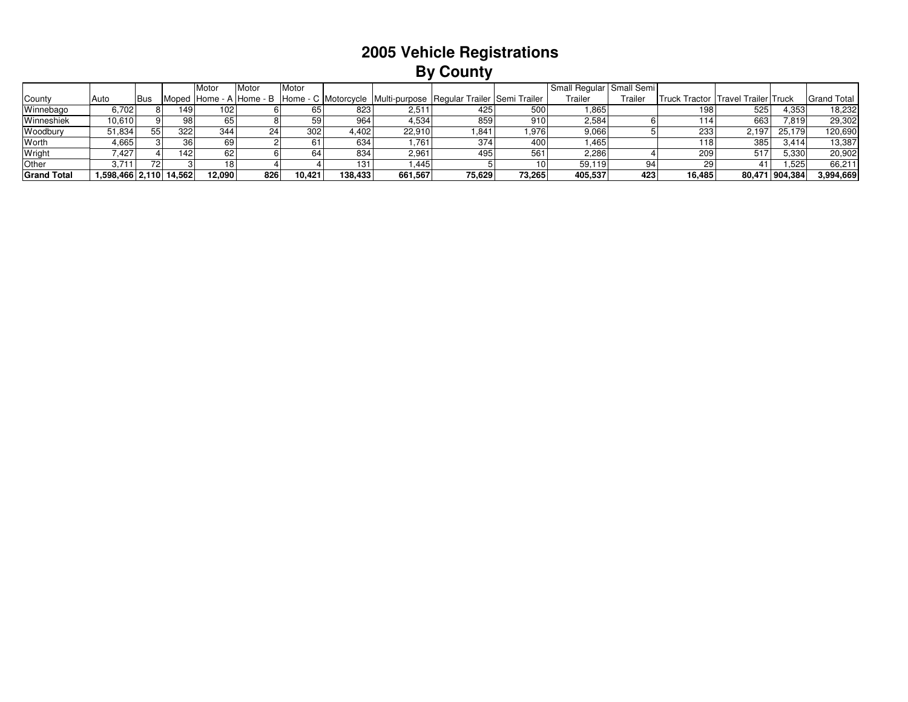# 2005 Vehicle Registrations
## By County

| County | Auto | Bus | Moped | Motor Home - A | Motor Home - B | Motor Home - C | Motorcycle | Multi-purpose | Regular Trailer | Semi Trailer | Small Regular Trailer | Small Semi Trailer | Truck Tractor | Travel Trailer | Truck | Grand Total |
|---|---|---|---|---|---|---|---|---|---|---|---|---|---|---|---|---|
| Winnebago | 6,702 | 8 | 149 | 102 | 6 | 65 | 823 | 2,511 | 425 | 500 | 1,865 | | 198 | 525 | 4,353 | 18,232 |
| Winneshiek | 10,610 | 9 | 98 | 65 | 8 | 59 | 964 | 4,534 | 859 | 910 | 2,584 | 6 | 114 | 663 | 7,819 | 29,302 |
| Woodbury | 51,834 | 55 | 322 | 344 | 24 | 302 | 4,402 | 22,910 | 1,841 | 1,976 | 9,066 | 5 | 233 | 2,197 | 25,179 | 120,690 |
| Worth | 4,665 | 3 | 36 | 69 | 2 | 61 | 634 | 1,761 | 374 | 400 | 1,465 | | 118 | 385 | 3,414 | 13,387 |
| Wright | 7,427 | 4 | 142 | 62 | 6 | 64 | 834 | 2,961 | 495 | 561 | 2,286 | 4 | 209 | 517 | 5,330 | 20,902 |
| Other | 3,711 | 72 | 3 | 18 | 4 | 4 | 131 | 1,445 | 5 | 10 | 59,119 | 94 | 29 | 41 | 1,525 | 66,211 |
| **Grand Total** | **1,598,466** | **2,110** | **14,562** | **12,090** | **826** | **10,421** | **138,433** | **661,567** | **75,629** | **73,265** | **405,537** | **423** | **16,485** | **80,471** | **904,384** | **3,994,669** |